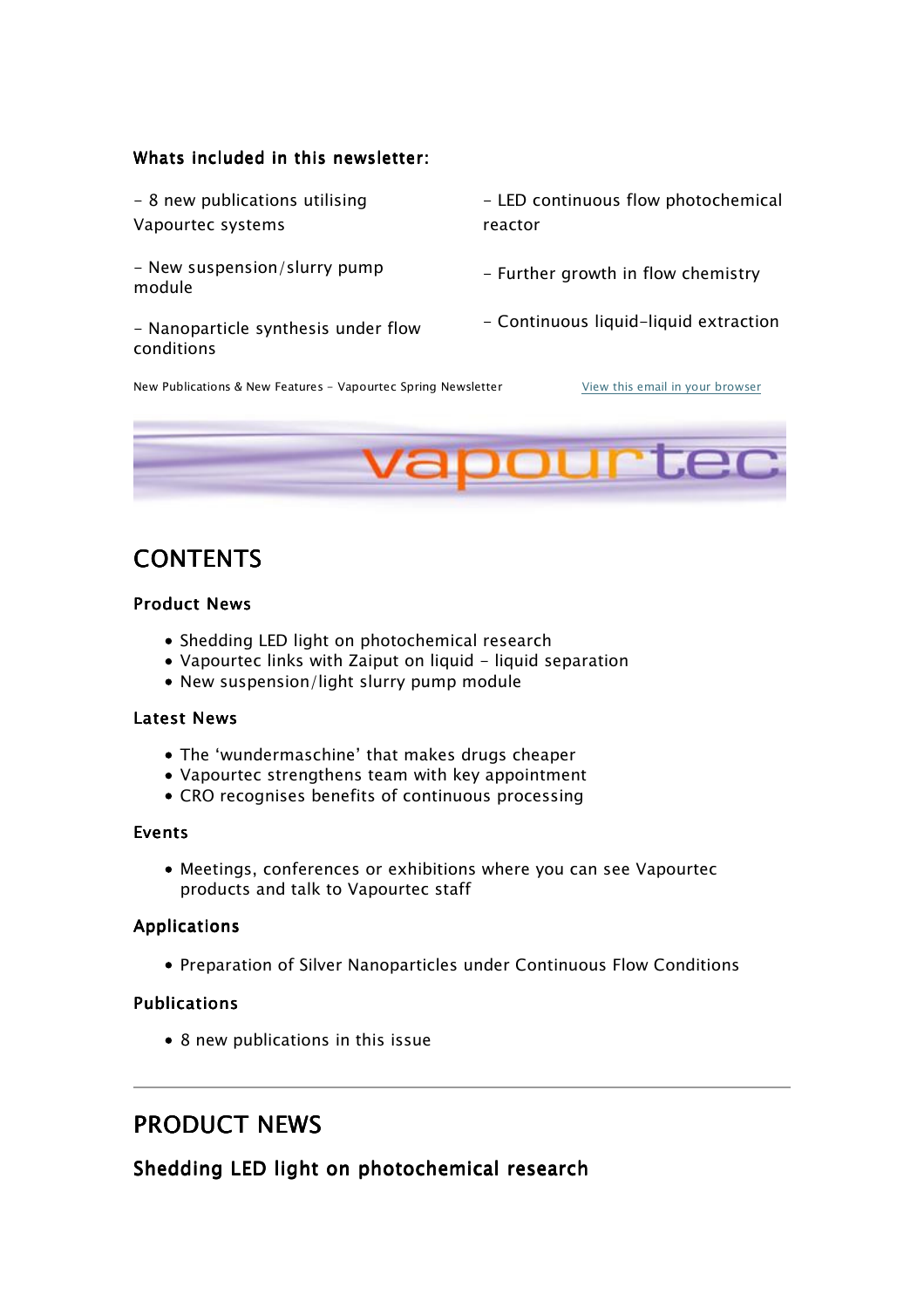**Whats included in this newsletter:**

- 8 new publications utilising Vapourtec systems
- New suspension/slurry pump module
- Nanoparticle synthesis under flow conditions
- LED continuous flow photochemical reactor
- Further growth in flow chemistry
- Continuous liquid-liquid extraction

New Publications & New Features - Vapourtec Spring Newsletter

View this email in your browser

vapourtec

# CONTENTS

### Product News

- Shedding LED light on photochemical research
- Vapourtec links with Zaiput on liquid - liquid separation
- New suspension/light slurry pump module

### Latest News

- The 'wundermaschine' that makes drugs cheaper
- Vapourtec strengthens team with key appointment
- CRO recognises benefits of continuous processing

### Events

- Meetings, conferences or exhibitions where you can see Vapourtec products and talk to Vapourtec staff

### Applications

- Preparation of Silver Nanoparticles under Continuous Flow Conditions

### Publications

- 8 new publications in this issue

---

# PRODUCT NEWS

## Shedding LED light on photochemical research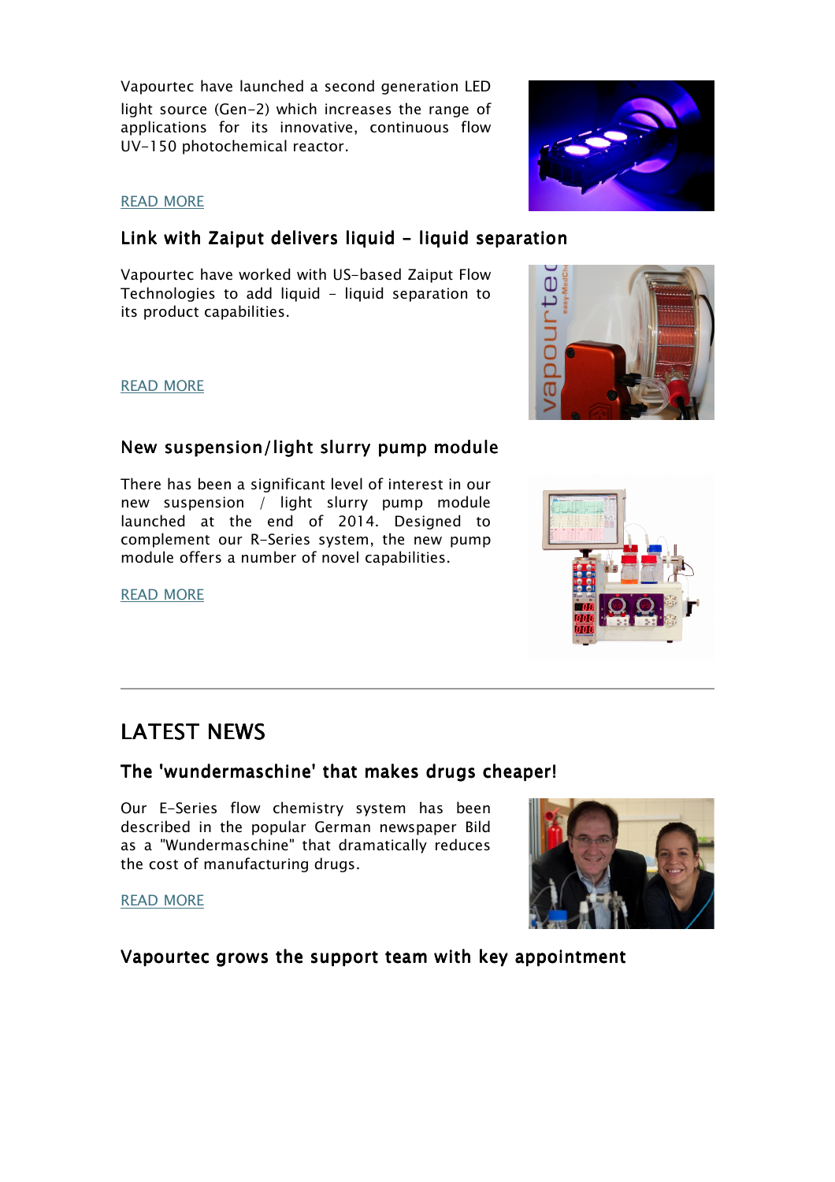Vapourtec have launched a second generation LED light source (Gen-2) which increases the range of applications for its innovative, continuous flow UV-150 photochemical reactor.

READ MORE

### Link with Zaiput delivers liquid - liquid separation

Vapourtec have worked with US-based Zaiput Flow Technologies to add liquid - liquid separation to its product capabilities.

READ MORE

### New suspension/light slurry pump module

There has been a significant level of interest in our new suspension / light slurry pump module launched at the end of 2014. Designed to complement our R-Series system, the new pump module offers a number of novel capabilities.

READ MORE

---

## LATEST NEWS

### The 'wundermaschine' that makes drugs cheaper!

Our E-Series flow chemistry system has been described in the popular German newspaper Bild as a "Wundermaschine" that dramatically reduces the cost of manufacturing drugs.

READ MORE

### Vapourtec grows the support team with key appointment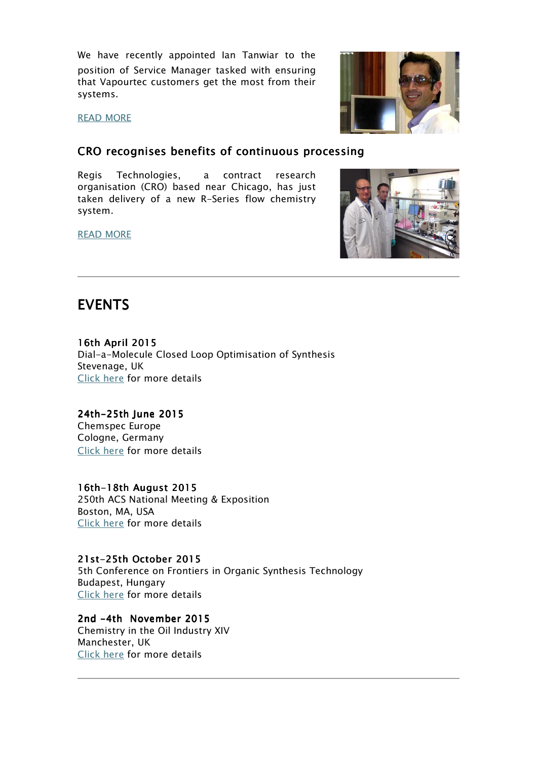We have recently appointed Ian Tanwiar to the position of Service Manager tasked with ensuring that Vapourtec customers get the most from their systems.

READ MORE

## CRO recognises benefits of continuous processing

Regis Technologies, a contract research organisation (CRO) based near Chicago, has just taken delivery of a new R-Series flow chemistry system.

READ MORE

---

# EVENTS

**16th April 2015**
Dial-a-Molecule Closed Loop Optimisation of Synthesis
Stevenage, UK
Click here for more details

**24th-25th June 2015**
Chemspec Europe
Cologne, Germany
Click here for more details

**16th-18th August 2015**
250th ACS National Meeting & Exposition
Boston, MA, USA
Click here for more details

**21st-25th October 2015**
5th Conference on Frontiers in Organic Synthesis Technology
Budapest, Hungary
Click here for more details

**2nd -4th November 2015**
Chemistry in the Oil Industry XIV
Manchester, UK
Click here for more details

---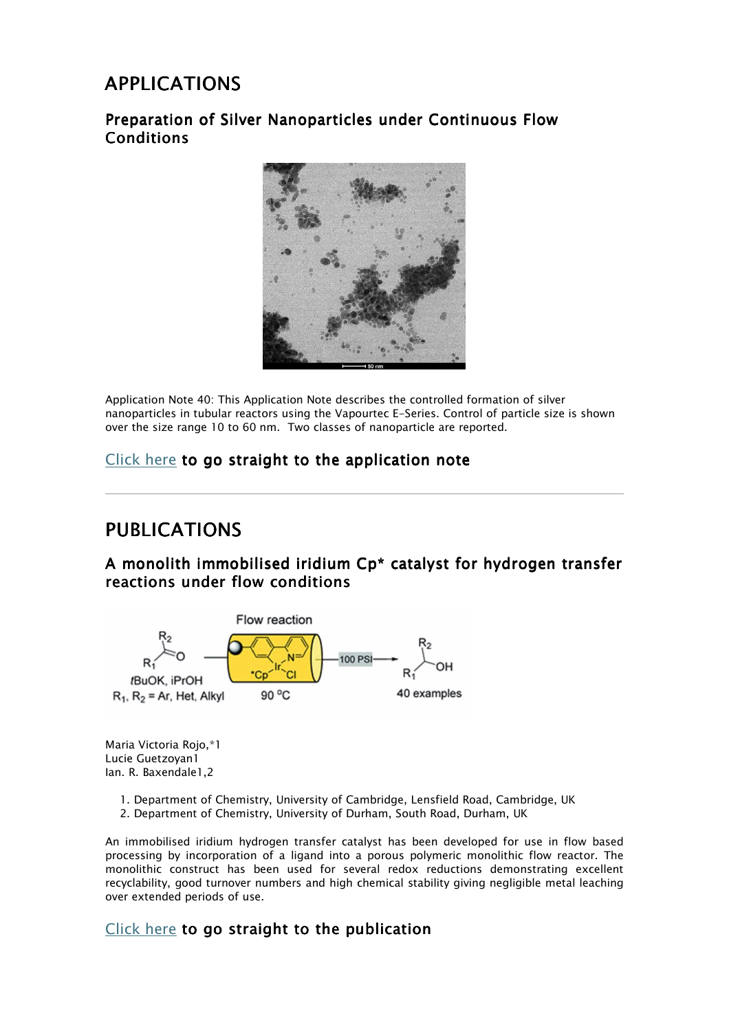# APPLICATIONS

## Preparation of Silver Nanoparticles under Continuous Flow Conditions

Application Note 40: This Application Note describes the controlled formation of silver nanoparticles in tubular reactors using the Vapourtec E-Series. Control of particle size is shown over the size range 10 to 60 nm. Two classes of nanoparticle are reported.

**Click here to go straight to the application note**

---

# PUBLICATIONS

## A monolith immobilised iridium Cp* catalyst for hydrogen transfer reactions under flow conditions

Maria Victoria Rojo,*1
Lucie Guetzoyan1
Ian. R. Baxendale1,2

1. Department of Chemistry, University of Cambridge, Lensfield Road, Cambridge, UK
2. Department of Chemistry, University of Durham, South Road, Durham, UK

An immobilised iridium hydrogen transfer catalyst has been developed for use in flow based processing by incorporation of a ligand into a porous polymeric monolithic flow reactor. The monolithic construct has been used for several redox reductions demonstrating excellent recyclability, good turnover numbers and high chemical stability giving negligible metal leaching over extended periods of use.

**Click here to go straight to the publication**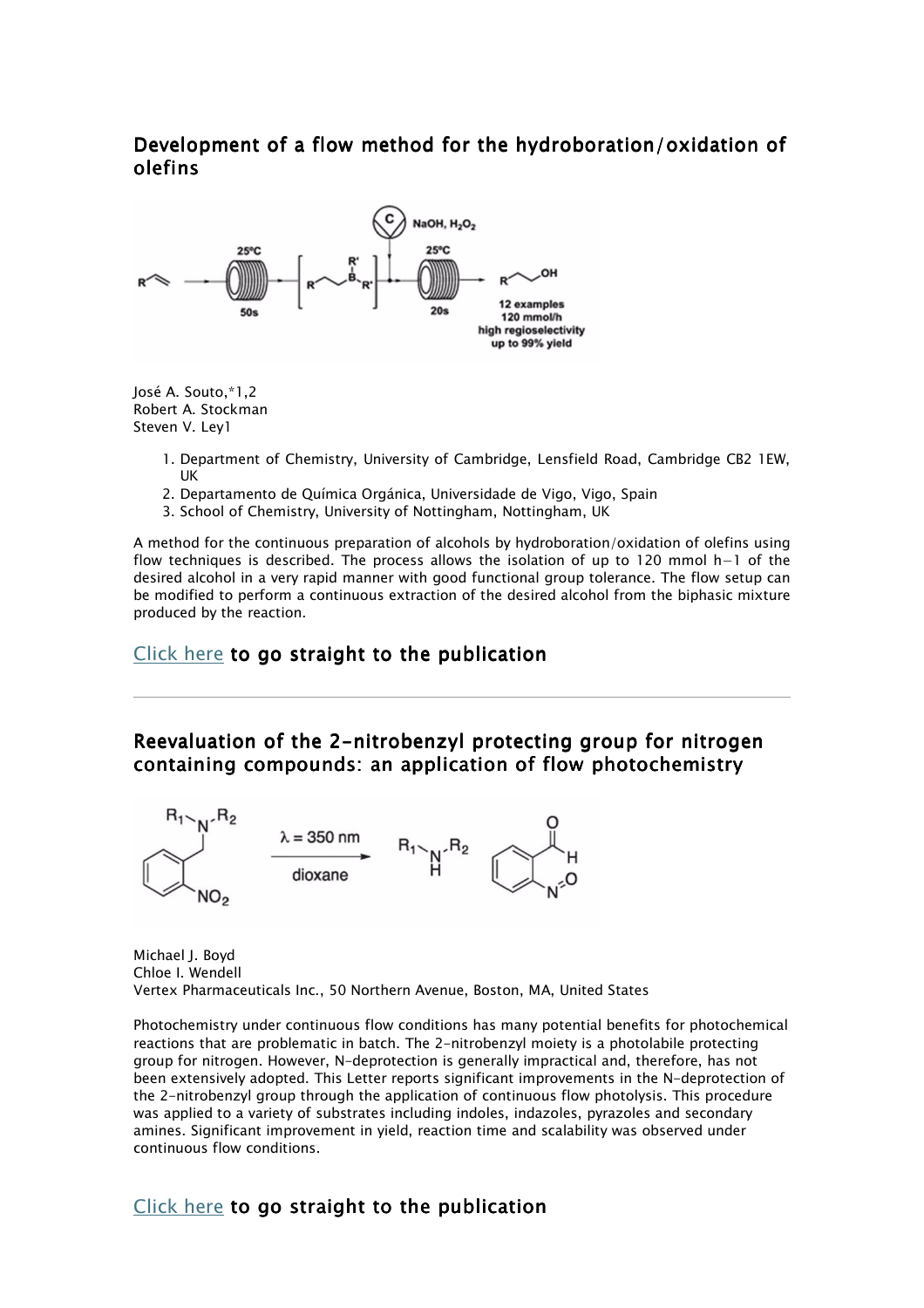## Development of a flow method for the hydroboration/oxidation of olefins

José A. Souto,*[1,2]
Robert A. Stockman
Steven V. Ley[1]

1. Department of Chemistry, University of Cambridge, Lensfield Road, Cambridge CB2 1EW, UK
2. Departamento de Química Orgánica, Universidade de Vigo, Vigo, Spain
3. School of Chemistry, University of Nottingham, Nottingham, UK

A method for the continuous preparation of alcohols by hydroboration/oxidation of olefins using flow techniques is described. The process allows the isolation of up to 120 mmol $h^{-1}$ of the desired alcohol in a very rapid manner with good functional group tolerance. The flow setup can be modified to perform a continuous extraction of the desired alcohol from the biphasic mixture produced by the reaction.

Click here to go straight to the publication

---

## Reevaluation of the 2-nitrobenzyl protecting group for nitrogen containing compounds: an application of flow photochemistry

Michael J. Boyd
Chloe I. Wendell
Vertex Pharmaceuticals Inc., 50 Northern Avenue, Boston, MA, United States

Photochemistry under continuous flow conditions has many potential benefits for photochemical reactions that are problematic in batch. The 2-nitrobenzyl moiety is a photolabile protecting group for nitrogen. However, N-deprotection is generally impractical and, therefore, has not been extensively adopted. This Letter reports significant improvements in the N-deprotection of the 2-nitrobenzyl group through the application of continuous flow photolysis. This procedure was applied to a variety of substrates including indoles, indazoles, pyrazoles and secondary amines. Significant improvement in yield, reaction time and scalability was observed under continuous flow conditions.

Click here to go straight to the publication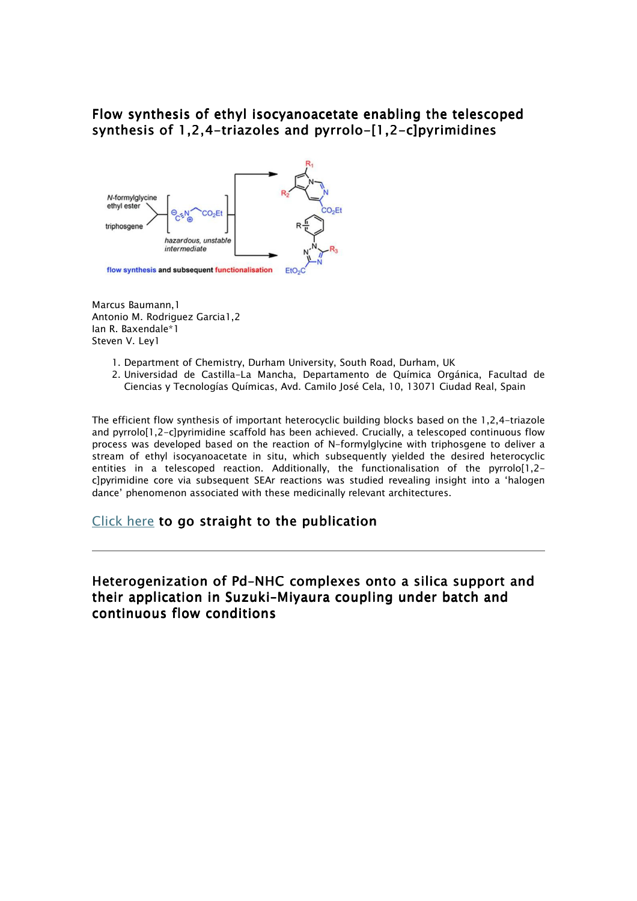## Flow synthesis of ethyl isocyanoacetate enabling the telescoped synthesis of 1,2,4-triazoles and pyrrolo-[1,2-c]pyrimidines

Marcus Baumann,1
Antonio M. Rodriguez Garcia1,2
Ian R. Baxendale*1
Steven V. Ley1

1. Department of Chemistry, Durham University, South Road, Durham, UK
2. Universidad de Castilla-La Mancha, Departamento de Química Orgánica, Facultad de Ciencias y Tecnologías Químicas, Avd. Camilo José Cela, 10, 13071 Ciudad Real, Spain

The efficient flow synthesis of important heterocyclic building blocks based on the 1,2,4-triazole and pyrrolo[1,2-c]pyrimidine scaffold has been achieved. Crucially, a telescoped continuous flow process was developed based on the reaction of N-formylglycine with triphosgene to deliver a stream of ethyl isocyanoacetate in situ, which subsequently yielded the desired heterocyclic entities in a telescoped reaction. Additionally, the functionalisation of the pyrrolo[1,2-c]pyrimidine core via subsequent SEAr reactions was studied revealing insight into a 'halogen dance' phenomenon associated with these medicinally relevant architectures.

Click here **to go straight to the publication**

---

## Heterogenization of Pd-NHC complexes onto a silica support and their application in Suzuki-Miyaura coupling under batch and continuous flow conditions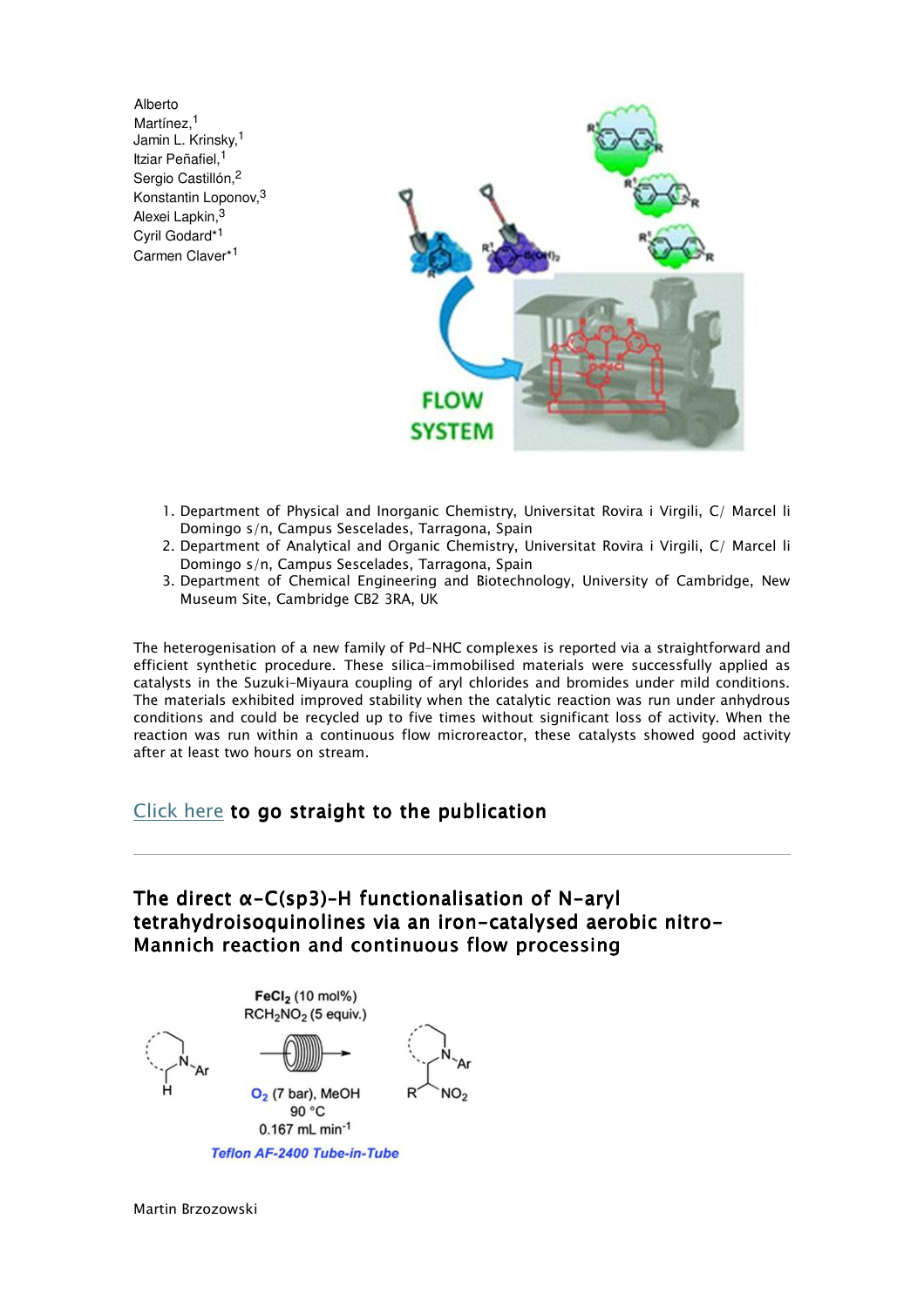Alberto Martínez,[1]
Jamin L. Krinsky,[1]
Itziar Peñafiel,[1]
Sergio Castillón,[2]
Konstantin Loponov,[3]
Alexei Lapkin,[3]
Cyril Godard*[1]
Carmen Claver*[1]

1. Department of Physical and Inorganic Chemistry, Universitat Rovira i Virgili, C/ Marcel li Domingo s/n, Campus Sescelades, Tarragona, Spain
2. Department of Analytical and Organic Chemistry, Universitat Rovira i Virgili, C/ Marcel li Domingo s/n, Campus Sescelades, Tarragona, Spain
3. Department of Chemical Engineering and Biotechnology, University of Cambridge, New Museum Site, Cambridge CB2 3RA, UK

The heterogenisation of a new family of Pd–NHC complexes is reported via a straightforward and efficient synthetic procedure. These silica-immobilised materials were successfully applied as catalysts in the Suzuki–Miyaura coupling of aryl chlorides and bromides under mild conditions. The materials exhibited improved stability when the catalytic reaction was run under anhydrous conditions and could be recycled up to five times without significant loss of activity. When the reaction was run within a continuous flow microreactor, these catalysts showed good activity after at least two hours on stream.

## Click here to go straight to the publication

---

## The direct α-C(sp3)-H functionalisation of N-aryl tetrahydroisoquinolines via an iron-catalysed aerobic nitro-Mannich reaction and continuous flow processing

$FeCl_2$ (10 mol%)
$RCH_2NO_2$ (5 equiv.)
$O_2$ (7 bar), MeOH
90 °C
0.167 mL $min^{-1}$
*Teflon AF-2400 Tube-in-Tube*

Martin Brzozowski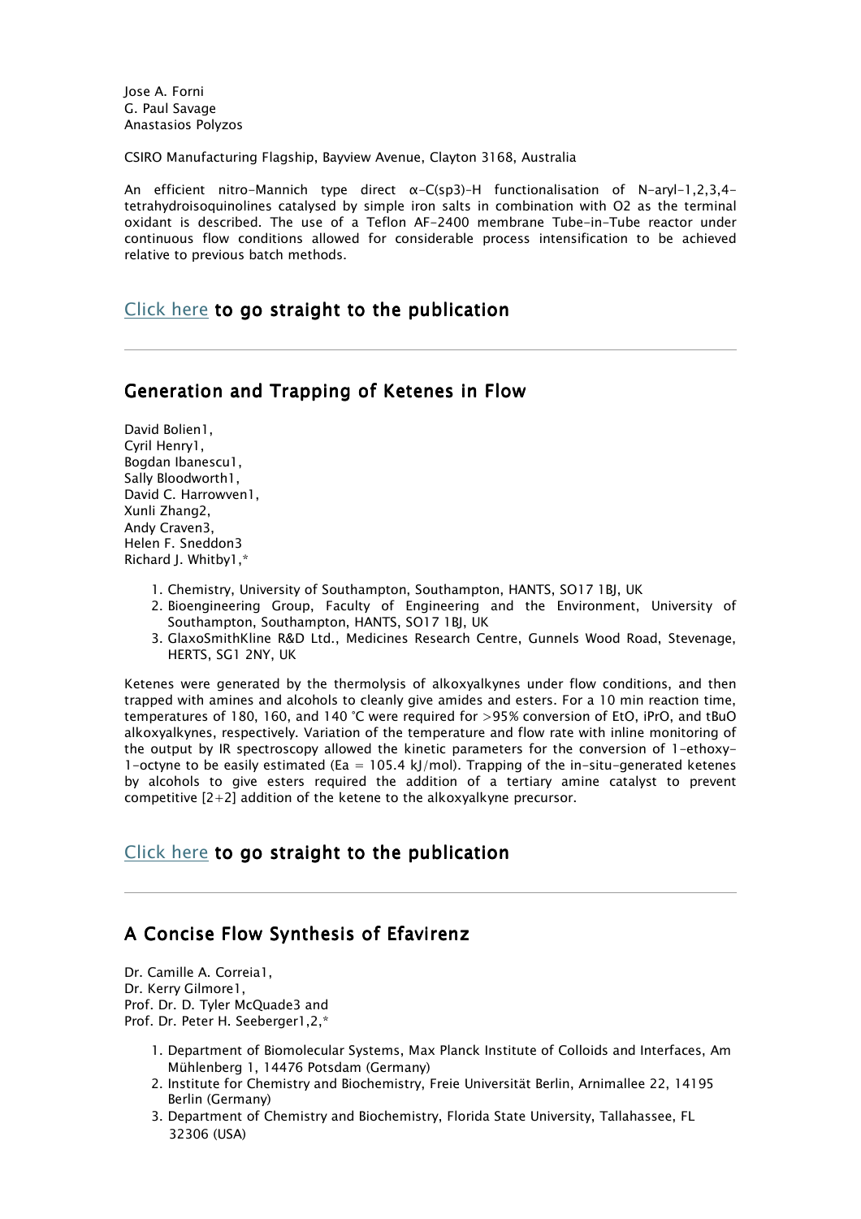Jose A. Forni
G. Paul Savage
Anastasios Polyzos

CSIRO Manufacturing Flagship, Bayview Avenue, Clayton 3168, Australia

An efficient nitro-Mannich type direct α-C(sp3)-H functionalisation of N-aryl-1,2,3,4-tetrahydroisoquinolines catalysed by simple iron salts in combination with $O_2$ as the terminal oxidant is described. The use of a Teflon AF-2400 membrane Tube-in-Tube reactor under continuous flow conditions allowed for considerable process intensification to be achieved relative to previous batch methods.

## Click here to go straight to the publication

---

## Generation and Trapping of Ketenes in Flow

David Bolien[1],
Cyril Henry[1],
Bogdan Ibanescu[1],
Sally Bloodworth[1],
David C. Harrowven[1],
Xunli Zhang[2],
Andy Craven[3],
Helen F. Sneddon[3]
Richard J. Whitby[1,*]

1. Chemistry, University of Southampton, Southampton, HANTS, SO17 1BJ, UK
2. Bioengineering Group, Faculty of Engineering and the Environment, University of Southampton, Southampton, HANTS, SO17 1BJ, UK
3. GlaxoSmithKline R&D Ltd., Medicines Research Centre, Gunnels Wood Road, Stevenage, HERTS, SG1 2NY, UK

Ketenes were generated by the thermolysis of alkoxyalkynes under flow conditions, and then trapped with amines and alcohols to cleanly give amides and esters. For a 10 min reaction time, temperatures of 180, 160, and 140 °C were required for >95% conversion of EtO, iPrO, and tBuO alkoxyalkynes, respectively. Variation of the temperature and flow rate with inline monitoring of the output by IR spectroscopy allowed the kinetic parameters for the conversion of 1-ethoxy-1-octyne to be easily estimated ($E_a$ = 105.4 kJ/mol). Trapping of the in-situ-generated ketenes by alcohols to give esters required the addition of a tertiary amine catalyst to prevent competitive [2+2] addition of the ketene to the alkoxyalkyne precursor.

## Click here to go straight to the publication

---

## A Concise Flow Synthesis of Efavirenz

Dr. Camille A. Correia[1],
Dr. Kerry Gilmore[1],
Prof. Dr. D. Tyler McQuade[3] and
Prof. Dr. Peter H. Seeberger[1,2,*]

1. Department of Biomolecular Systems, Max Planck Institute of Colloids and Interfaces, Am Mühlenberg 1, 14476 Potsdam (Germany)
2. Institute for Chemistry and Biochemistry, Freie Universität Berlin, Arnimallee 22, 14195 Berlin (Germany)
3. Department of Chemistry and Biochemistry, Florida State University, Tallahassee, FL 32306 (USA)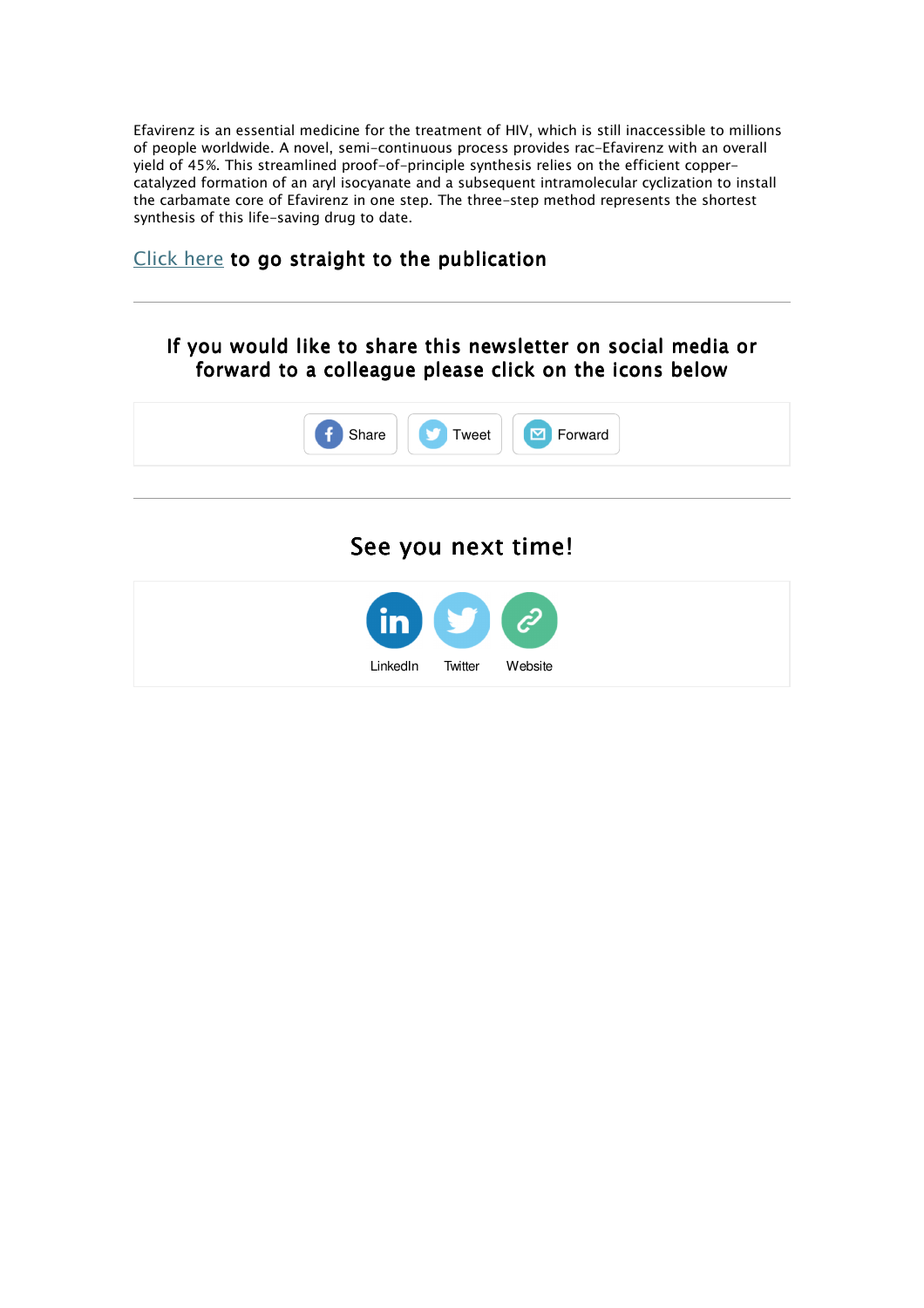Efavirenz is an essential medicine for the treatment of HIV, which is still inaccessible to millions of people worldwide. A novel, semi-continuous process provides rac-Efavirenz with an overall yield of 45%. This streamlined proof-of-principle synthesis relies on the efficient copper-catalyzed formation of an aryl isocyanate and a subsequent intramolecular cyclization to install the carbamate core of Efavirenz in one step. The three-step method represents the shortest synthesis of this life-saving drug to date.

Click here **to go straight to the publication**

---

**If you would like to share this newsletter on social media or forward to a colleague please click on the icons below**

Share Tweet Forward

---

## See you next time!

LinkedIn Twitter Website